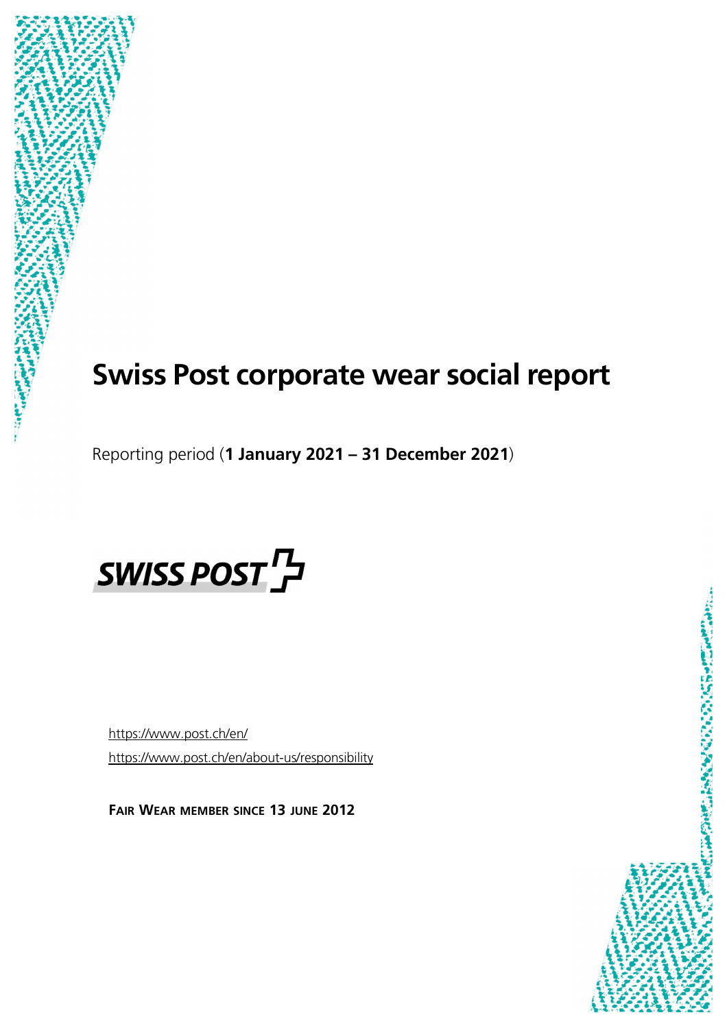# Swiss Post corporate wear social report

Reporting period (**1 January 2021 – 31 December 2021**)

SWISS POST

https://www.post.ch/en/

https://www.post.ch/en/about-us/responsibility

**FAIR WEAR MEMBER SINCE 13 JUNE 2012**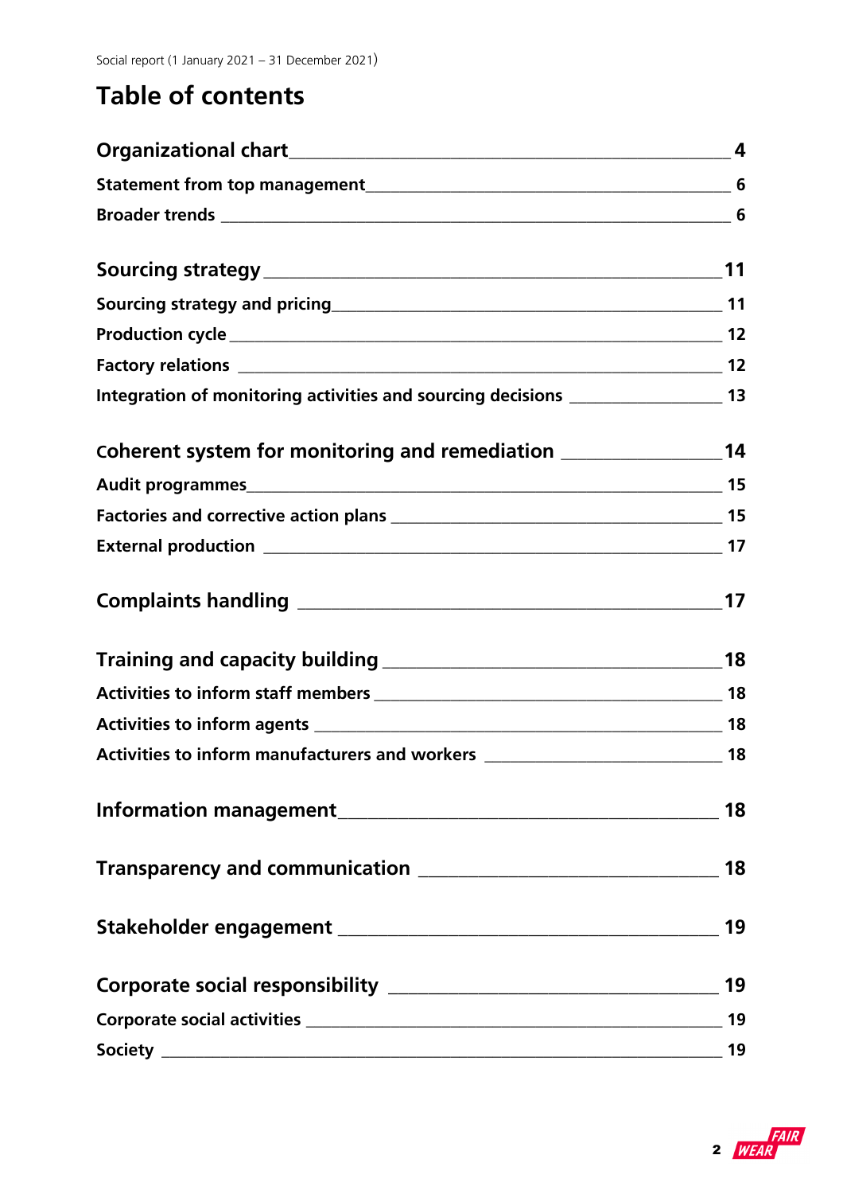# Table of contents

| | |
|---|---|
| **Organizational chart** | **4** |
| Statement from top management | 6 |
| Broader trends | 6 |
| **Sourcing strategy** | **11** |
| Sourcing strategy and pricing | 11 |
| Production cycle | 12 |
| Factory relations | 12 |
| Integration of monitoring activities and sourcing decisions | 13 |
| **Coherent system for monitoring and remediation** | **14** |
| Audit programmes | 15 |
| Factories and corrective action plans | 15 |
| External production | 17 |
| **Complaints handling** | **17** |
| **Training and capacity building** | **18** |
| Activities to inform staff members | 18 |
| Activities to inform agents | 18 |
| Activities to inform manufacturers and workers | 18 |
| **Information management** | **18** |
| **Transparency and communication** | **18** |
| **Stakeholder engagement** | **19** |
| **Corporate social responsibility** | **19** |
| Corporate social activities | 19 |
| Society | 19 |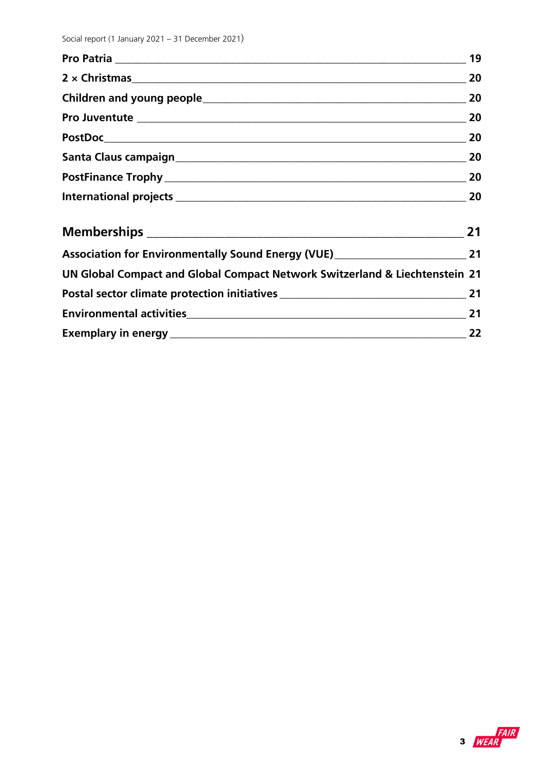Pro Patria _______________________________________________ 19

2 × Christmas _______________________________________________ 20

Children and young people _______________________________________________ 20

Pro Juventute _______________________________________________ 20

PostDoc _______________________________________________ 20

Santa Claus campaign _______________________________________________ 20

PostFinance Trophy _______________________________________________ 20

International projects _______________________________________________ 20

**Memberships** _______________________________________________ 21

Association for Environmentally Sound Energy (VUE) _______________________ 21

UN Global Compact and Global Compact Network Switzerland & Liechtenstein 21

Postal sector climate protection initiatives _______________________________ 21

Environmental activities _______________________________________________ 21

Exemplary in energy _______________________________________________ 22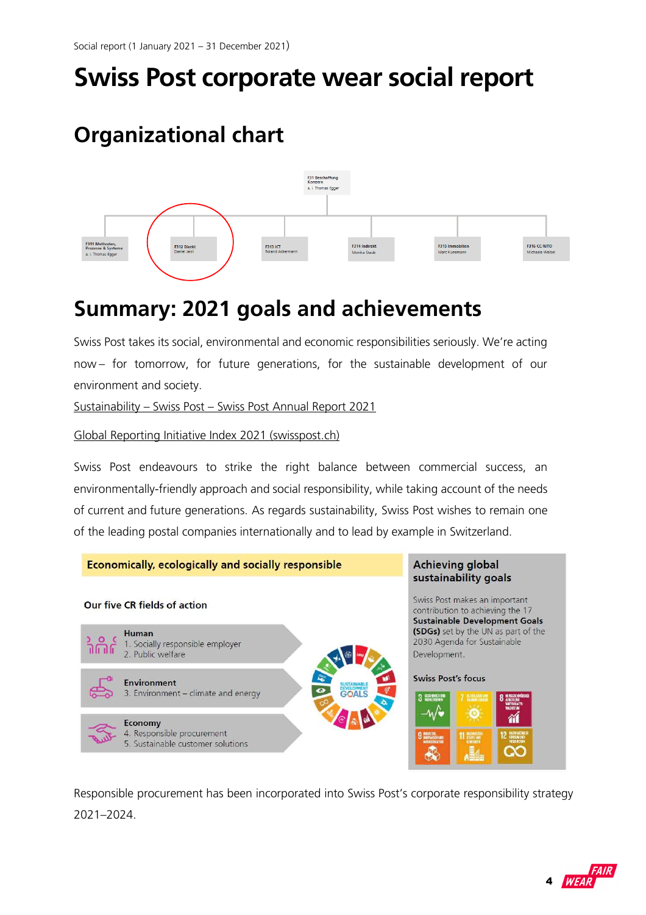Social report (1 January 2021 – 31 December 2021)

# Swiss Post corporate wear social report

## Organizational chart

F31 Beschaffung Konzern
a. i. Thomas Egger

- F311 Methoden, Prozesse & Systeme — a. i. Thomas Egger
- F312 Direkt — Daniel Jelsi
- F313 ICT — Roland Ackermann
- F314 Indirekt — Monika Staub
- F315 Immobilien — Marc Kunemann
- F316 CC-WTO — Michaela Weibel

## Summary: 2021 goals and achievements

Swiss Post takes its social, environmental and economic responsibilities seriously. We're acting now – for tomorrow, for future generations, for the sustainable development of our environment and society.

Sustainability – Swiss Post – Swiss Post Annual Report 2021

Global Reporting Initiative Index 2021 (swisspost.ch)

Swiss Post endeavours to strike the right balance between commercial success, an environmentally-friendly approach and social responsibility, while taking account of the needs of current and future generations. As regards sustainability, Swiss Post wishes to remain one of the leading postal companies internationally and to lead by example in Switzerland.

**Economically, ecologically and socially responsible**

**Our five CR fields of action**

**Human**
1. Socially responsible employer
2. Public welfare

**Environment**
3. Environment – climate and energy

**Economy**
4. Responsible procurement
5. Sustainable customer solutions

**Achieving global sustainability goals**

Swiss Post makes an important contribution to achieving the 17 **Sustainable Development Goals (SDGs)** set by the UN as part of the 2030 Agenda for Sustainable Development.

**Swiss Post's focus**

Responsible procurement has been incorporated into Swiss Post's corporate responsibility strategy 2021–2024.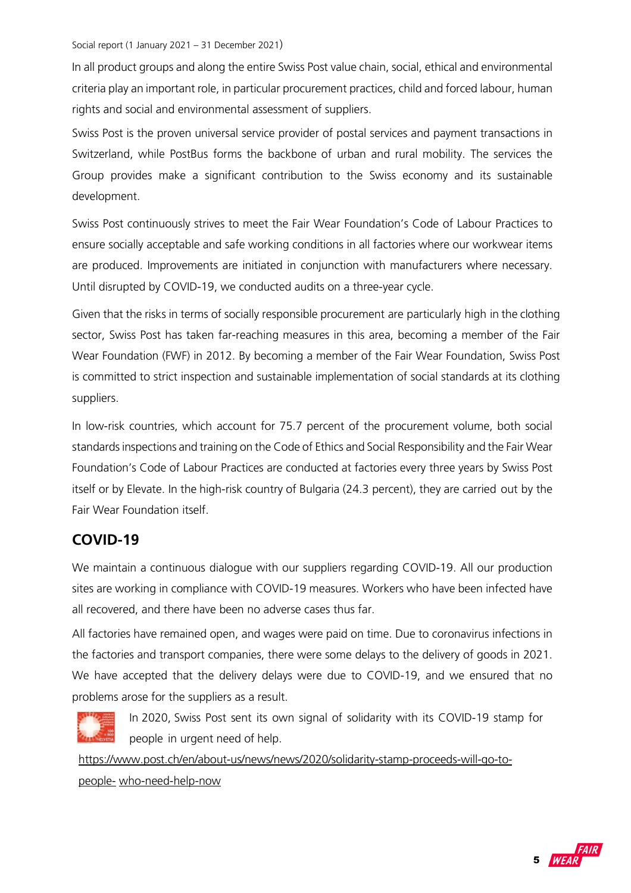In all product groups and along the entire Swiss Post value chain, social, ethical and environmental criteria play an important role, in particular procurement practices, child and forced labour, human rights and social and environmental assessment of suppliers.

Swiss Post is the proven universal service provider of postal services and payment transactions in Switzerland, while PostBus forms the backbone of urban and rural mobility. The services the Group provides make a significant contribution to the Swiss economy and its sustainable development.

Swiss Post continuously strives to meet the Fair Wear Foundation's Code of Labour Practices to ensure socially acceptable and safe working conditions in all factories where our workwear items are produced. Improvements are initiated in conjunction with manufacturers where necessary. Until disrupted by COVID-19, we conducted audits on a three-year cycle.

Given that the risks in terms of socially responsible procurement are particularly high in the clothing sector, Swiss Post has taken far-reaching measures in this area, becoming a member of the Fair Wear Foundation (FWF) in 2012. By becoming a member of the Fair Wear Foundation, Swiss Post is committed to strict inspection and sustainable implementation of social standards at its clothing suppliers.

In low-risk countries, which account for 75.7 percent of the procurement volume, both social standards inspections and training on the Code of Ethics and Social Responsibility and the Fair Wear Foundation's Code of Labour Practices are conducted at factories every three years by Swiss Post itself or by Elevate. In the high-risk country of Bulgaria (24.3 percent), they are carried out by the Fair Wear Foundation itself.

## COVID-19

We maintain a continuous dialogue with our suppliers regarding COVID-19. All our production sites are working in compliance with COVID-19 measures. Workers who have been infected have all recovered, and there have been no adverse cases thus far.

All factories have remained open, and wages were paid on time. Due to coronavirus infections in the factories and transport companies, there were some delays to the delivery of goods in 2021. We have accepted that the delivery delays were due to COVID-19, and we ensured that no problems arose for the suppliers as a result.

In 2020, Swiss Post sent its own signal of solidarity with its COVID-19 stamp for people in urgent need of help.

https://www.post.ch/en/about-us/news/news/2020/solidarity-stamp-proceeds-will-go-to-people- who-need-help-now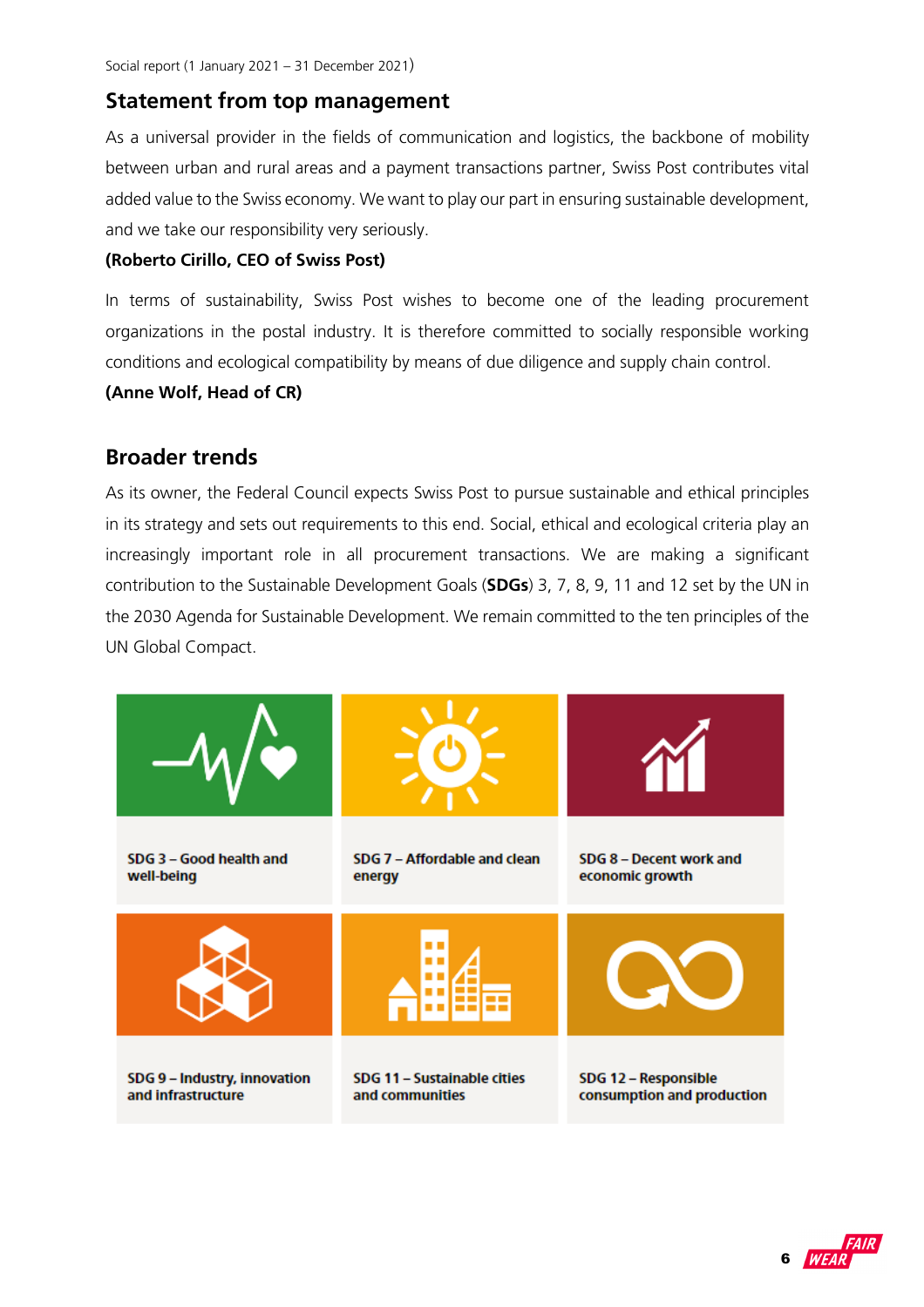Social report (1 January 2021 – 31 December 2021)

## Statement from top management

As a universal provider in the fields of communication and logistics, the backbone of mobility between urban and rural areas and a payment transactions partner, Swiss Post contributes vital added value to the Swiss economy. We want to play our part in ensuring sustainable development, and we take our responsibility very seriously.

**(Roberto Cirillo, CEO of Swiss Post)**

In terms of sustainability, Swiss Post wishes to become one of the leading procurement organizations in the postal industry. It is therefore committed to socially responsible working conditions and ecological compatibility by means of due diligence and supply chain control.

**(Anne Wolf, Head of CR)**

## Broader trends

As its owner, the Federal Council expects Swiss Post to pursue sustainable and ethical principles in its strategy and sets out requirements to this end. Social, ethical and ecological criteria play an increasingly important role in all procurement transactions. We are making a significant contribution to the Sustainable Development Goals (**SDGs**) 3, 7, 8, 9, 11 and 12 set by the UN in the 2030 Agenda for Sustainable Development. We remain committed to the ten principles of the UN Global Compact.

**SDG 3 – Good health and well-being**

**SDG 7 – Affordable and clean energy**

**SDG 8 – Decent work and economic growth**

**SDG 9 – Industry, innovation and infrastructure**

**SDG 11 – Sustainable cities and communities**

**SDG 12 – Responsible consumption and production**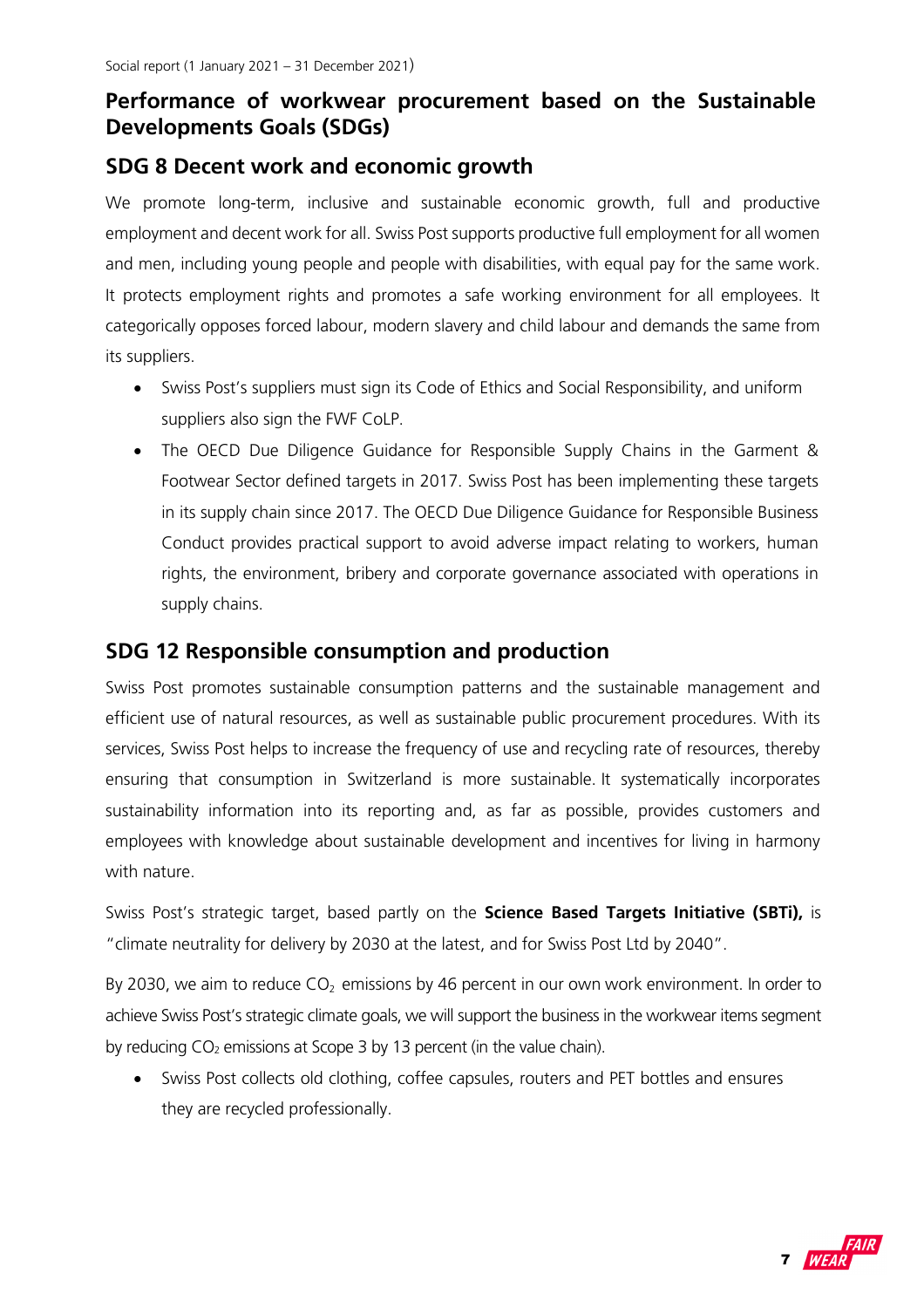## Performance of workwear procurement based on the Sustainable Developments Goals (SDGs)

### SDG 8 Decent work and economic growth

We promote long-term, inclusive and sustainable economic growth, full and productive employment and decent work for all. Swiss Post supports productive full employment for all women and men, including young people and people with disabilities, with equal pay for the same work. It protects employment rights and promotes a safe working environment for all employees. It categorically opposes forced labour, modern slavery and child labour and demands the same from its suppliers.

- Swiss Post's suppliers must sign its Code of Ethics and Social Responsibility, and uniform suppliers also sign the FWF CoLP.
- The OECD Due Diligence Guidance for Responsible Supply Chains in the Garment & Footwear Sector defined targets in 2017. Swiss Post has been implementing these targets in its supply chain since 2017. The OECD Due Diligence Guidance for Responsible Business Conduct provides practical support to avoid adverse impact relating to workers, human rights, the environment, bribery and corporate governance associated with operations in supply chains.

### SDG 12 Responsible consumption and production

Swiss Post promotes sustainable consumption patterns and the sustainable management and efficient use of natural resources, as well as sustainable public procurement procedures. With its services, Swiss Post helps to increase the frequency of use and recycling rate of resources, thereby ensuring that consumption in Switzerland is more sustainable. It systematically incorporates sustainability information into its reporting and, as far as possible, provides customers and employees with knowledge about sustainable development and incentives for living in harmony with nature.

Swiss Post's strategic target, based partly on the **Science Based Targets Initiative (SBTi),** is "climate neutrality for delivery by 2030 at the latest, and for Swiss Post Ltd by 2040".

By 2030, we aim to reduce $CO_2$ emissions by 46 percent in our own work environment. In order to achieve Swiss Post's strategic climate goals, we will support the business in the workwear items segment by reducing $CO_2$ emissions at Scope 3 by 13 percent (in the value chain).

- Swiss Post collects old clothing, coffee capsules, routers and PET bottles and ensures they are recycled professionally.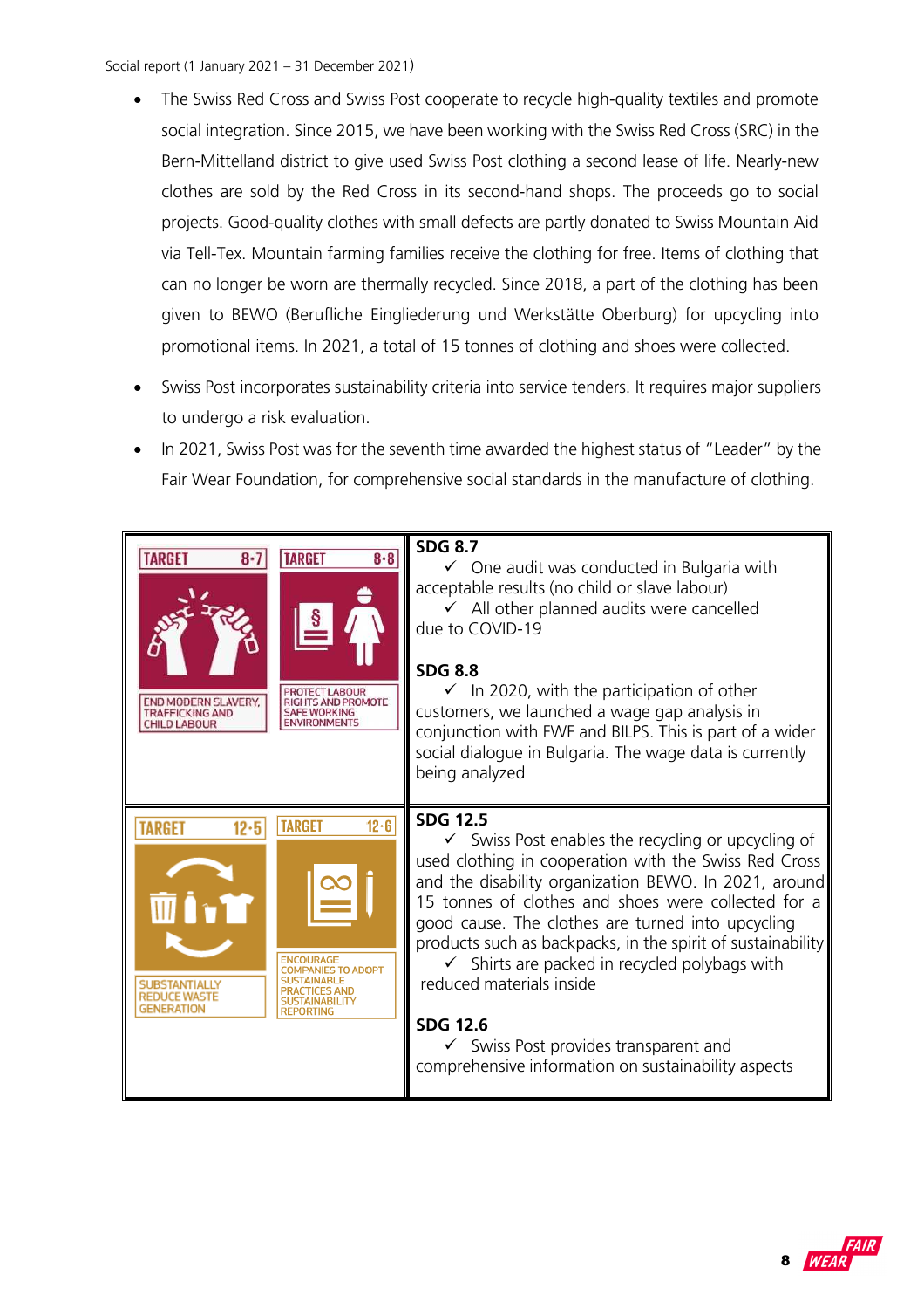- The Swiss Red Cross and Swiss Post cooperate to recycle high-quality textiles and promote social integration. Since 2015, we have been working with the Swiss Red Cross (SRC) in the Bern-Mittelland district to give used Swiss Post clothing a second lease of life. Nearly-new clothes are sold by the Red Cross in its second-hand shops. The proceeds go to social projects. Good-quality clothes with small defects are partly donated to Swiss Mountain Aid via Tell-Tex. Mountain farming families receive the clothing for free. Items of clothing that can no longer be worn are thermally recycled. Since 2018, a part of the clothing has been given to BEWO (Berufliche Eingliederung und Werkstätte Oberburg) for upcycling into promotional items. In 2021, a total of 15 tonnes of clothing and shoes were collected.
- Swiss Post incorporates sustainability criteria into service tenders. It requires major suppliers to undergo a risk evaluation.
- In 2021, Swiss Post was for the seventh time awarded the highest status of "Leader" by the Fair Wear Foundation, for comprehensive social standards in the manufacture of clothing.

| Targets | Measures |
|---|---|
| TARGET 8.7 – END MODERN SLAVERY, TRAFFICKING AND CHILD LABOUR<br>TARGET 8.8 – PROTECT LABOUR RIGHTS AND PROMOTE SAFE WORKING ENVIRONMENTS | **SDG 8.7**<br>✓ One audit was conducted in Bulgaria with acceptable results (no child or slave labour)<br>✓ All other planned audits were cancelled due to COVID-19<br><br>**SDG 8.8**<br>✓ In 2020, with the participation of other customers, we launched a wage gap analysis in conjunction with FWF and BILPS. This is part of a wider social dialogue in Bulgaria. The wage data is currently being analyzed |
| TARGET 12.5 – SUBSTANTIALLY REDUCE WASTE GENERATION<br>TARGET 12.6 – ENCOURAGE COMPANIES TO ADOPT SUSTAINABLE PRACTICES AND SUSTAINABILITY REPORTING | **SDG 12.5**<br>✓ Swiss Post enables the recycling or upcycling of used clothing in cooperation with the Swiss Red Cross and the disability organization BEWO. In 2021, around 15 tonnes of clothes and shoes were collected for a good cause. The clothes are turned into upcycling products such as backpacks, in the spirit of sustainability<br>✓ Shirts are packed in recycled polybags with reduced materials inside<br><br>**SDG 12.6**<br>✓ Swiss Post provides transparent and comprehensive information on sustainability aspects |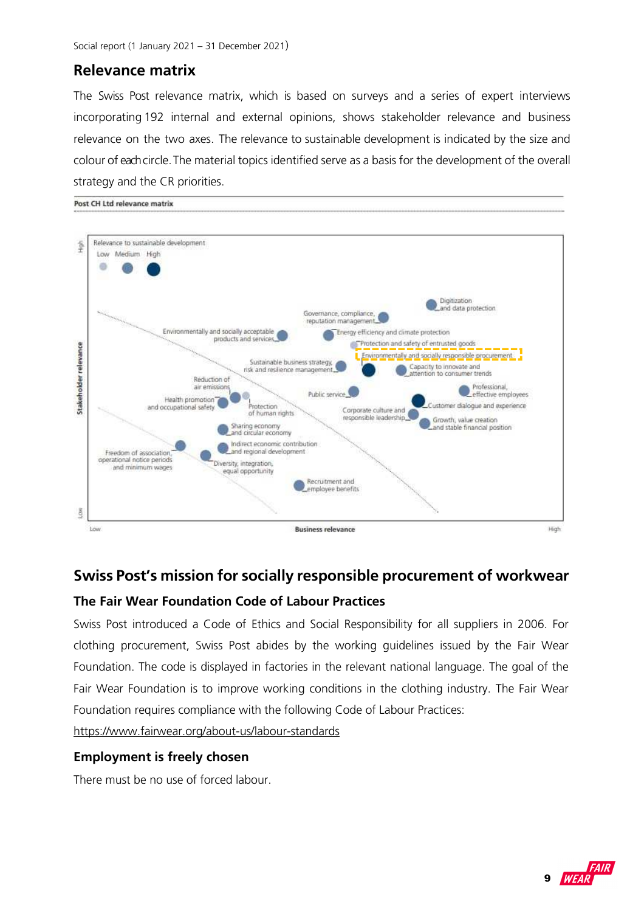Social report (1 January 2021 – 31 December 2021)

## Relevance matrix

The Swiss Post relevance matrix, which is based on surveys and a series of expert interviews incorporating 192 internal and external opinions, shows stakeholder relevance and business relevance on the two axes. The relevance to sustainable development is indicated by the size and colour of each circle. The material topics identified serve as a basis for the development of the overall strategy and the CR priorities.

**Post CH Ltd relevance matrix**

## Swiss Post's mission for socially responsible procurement of workwear

### The Fair Wear Foundation Code of Labour Practices

Swiss Post introduced a Code of Ethics and Social Responsibility for all suppliers in 2006. For clothing procurement, Swiss Post abides by the working guidelines issued by the Fair Wear Foundation. The code is displayed in factories in the relevant national language. The goal of the Fair Wear Foundation is to improve working conditions in the clothing industry. The Fair Wear Foundation requires compliance with the following Code of Labour Practices:

https://www.fairwear.org/about-us/labour-standards

### Employment is freely chosen

There must be no use of forced labour.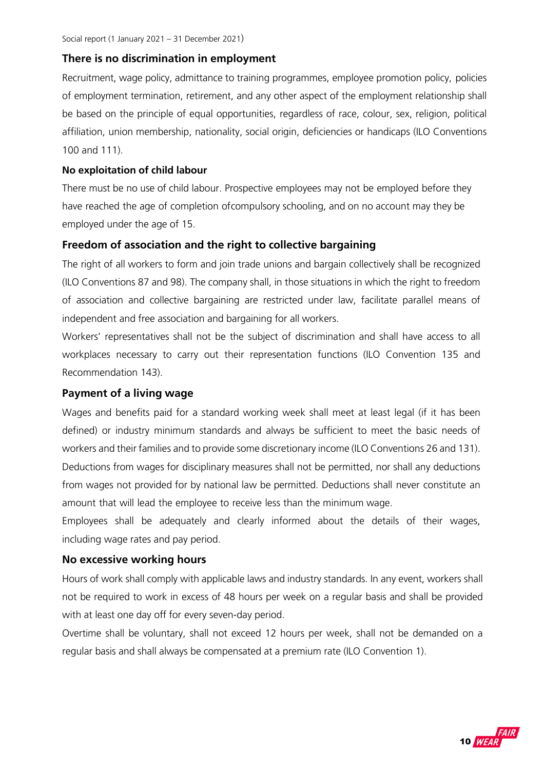## There is no discrimination in employment

Recruitment, wage policy, admittance to training programmes, employee promotion policy, policies of employment termination, retirement, and any other aspect of the employment relationship shall be based on the principle of equal opportunities, regardless of race, colour, sex, religion, political affiliation, union membership, nationality, social origin, deficiencies or handicaps (ILO Conventions 100 and 111).

### No exploitation of child labour

There must be no use of child labour. Prospective employees may not be employed before they have reached the age of completion ofcompulsory schooling, and on no account may they be employed under the age of 15.

## Freedom of association and the right to collective bargaining

The right of all workers to form and join trade unions and bargain collectively shall be recognized (ILO Conventions 87 and 98). The company shall, in those situations in which the right to freedom of association and collective bargaining are restricted under law, facilitate parallel means of independent and free association and bargaining for all workers.

Workers' representatives shall not be the subject of discrimination and shall have access to all workplaces necessary to carry out their representation functions (ILO Convention 135 and Recommendation 143).

## Payment of a living wage

Wages and benefits paid for a standard working week shall meet at least legal (if it has been defined) or industry minimum standards and always be sufficient to meet the basic needs of workers and their families and to provide some discretionary income (ILO Conventions 26 and 131).

Deductions from wages for disciplinary measures shall not be permitted, nor shall any deductions from wages not provided for by national law be permitted. Deductions shall never constitute an amount that will lead the employee to receive less than the minimum wage.

Employees shall be adequately and clearly informed about the details of their wages, including wage rates and pay period.

## No excessive working hours

Hours of work shall comply with applicable laws and industry standards. In any event, workers shall not be required to work in excess of 48 hours per week on a regular basis and shall be provided with at least one day off for every seven-day period.

Overtime shall be voluntary, shall not exceed 12 hours per week, shall not be demanded on a regular basis and shall always be compensated at a premium rate (ILO Convention 1).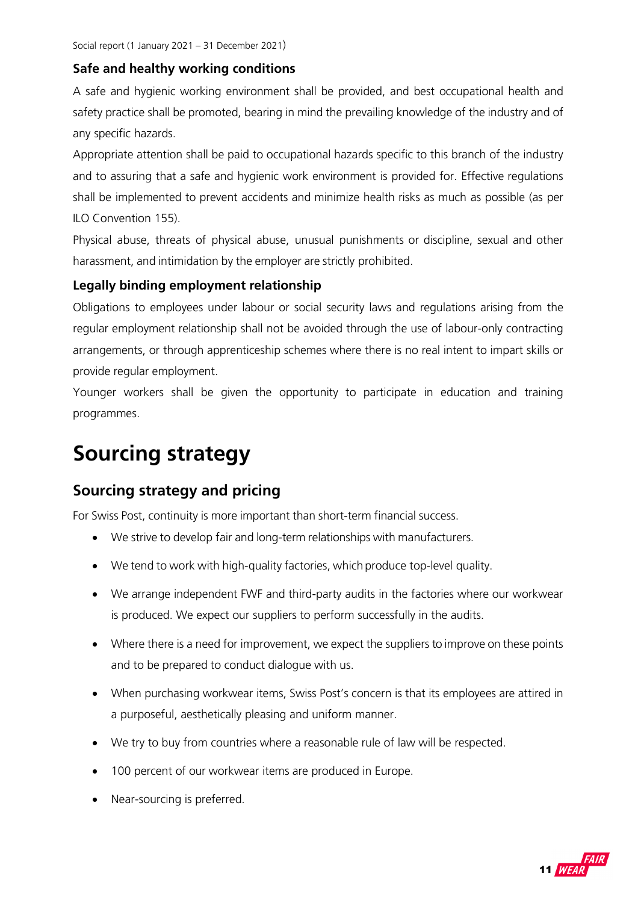### Safe and healthy working conditions

A safe and hygienic working environment shall be provided, and best occupational health and safety practice shall be promoted, bearing in mind the prevailing knowledge of the industry and of any specific hazards.

Appropriate attention shall be paid to occupational hazards specific to this branch of the industry and to assuring that a safe and hygienic work environment is provided for. Effective regulations shall be implemented to prevent accidents and minimize health risks as much as possible (as per ILO Convention 155).

Physical abuse, threats of physical abuse, unusual punishments or discipline, sexual and other harassment, and intimidation by the employer are strictly prohibited.

### Legally binding employment relationship

Obligations to employees under labour or social security laws and regulations arising from the regular employment relationship shall not be avoided through the use of labour-only contracting arrangements, or through apprenticeship schemes where there is no real intent to impart skills or provide regular employment.

Younger workers shall be given the opportunity to participate in education and training programmes.

# Sourcing strategy

## Sourcing strategy and pricing

For Swiss Post, continuity is more important than short-term financial success.

- We strive to develop fair and long-term relationships with manufacturers.
- We tend to work with high-quality factories, which produce top-level quality.
- We arrange independent FWF and third-party audits in the factories where our workwear is produced. We expect our suppliers to perform successfully in the audits.
- Where there is a need for improvement, we expect the suppliers to improve on these points and to be prepared to conduct dialogue with us.
- When purchasing workwear items, Swiss Post's concern is that its employees are attired in a purposeful, aesthetically pleasing and uniform manner.
- We try to buy from countries where a reasonable rule of law will be respected.
- 100 percent of our workwear items are produced in Europe.
- Near-sourcing is preferred.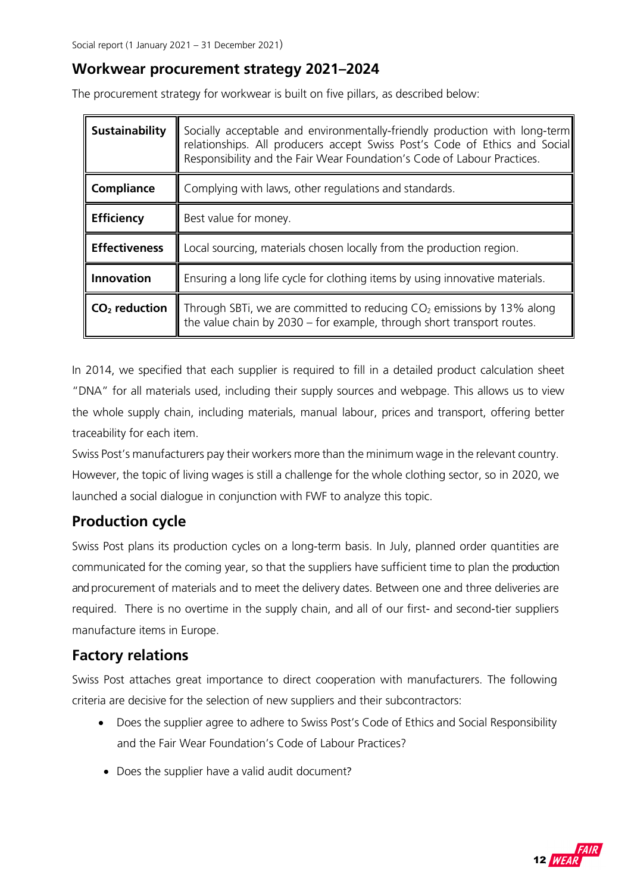## Workwear procurement strategy 2021–2024

The procurement strategy for workwear is built on five pillars, as described below:

| | |
|---|---|
| **Sustainability** | Socially acceptable and environmentally-friendly production with long-term relationships. All producers accept Swiss Post's Code of Ethics and Social Responsibility and the Fair Wear Foundation's Code of Labour Practices. |
| **Compliance** | Complying with laws, other regulations and standards. |
| **Efficiency** | Best value for money. |
| **Effectiveness** | Local sourcing, materials chosen locally from the production region. |
| **Innovation** | Ensuring a long life cycle for clothing items by using innovative materials. |
| **$CO_2$ reduction** | Through SBTi, we are committed to reducing $CO_2$ emissions by 13% along the value chain by 2030 – for example, through short transport routes. |

In 2014, we specified that each supplier is required to fill in a detailed product calculation sheet "DNA" for all materials used, including their supply sources and webpage. This allows us to view the whole supply chain, including materials, manual labour, prices and transport, offering better traceability for each item.

Swiss Post's manufacturers pay their workers more than the minimum wage in the relevant country. However, the topic of living wages is still a challenge for the whole clothing sector, so in 2020, we launched a social dialogue in conjunction with FWF to analyze this topic.

## Production cycle

Swiss Post plans its production cycles on a long-term basis. In July, planned order quantities are communicated for the coming year, so that the suppliers have sufficient time to plan the production and procurement of materials and to meet the delivery dates. Between one and three deliveries are required. There is no overtime in the supply chain, and all of our first- and second-tier suppliers manufacture items in Europe.

## Factory relations

Swiss Post attaches great importance to direct cooperation with manufacturers. The following criteria are decisive for the selection of new suppliers and their subcontractors:

- Does the supplier agree to adhere to Swiss Post's Code of Ethics and Social Responsibility and the Fair Wear Foundation's Code of Labour Practices?
- Does the supplier have a valid audit document?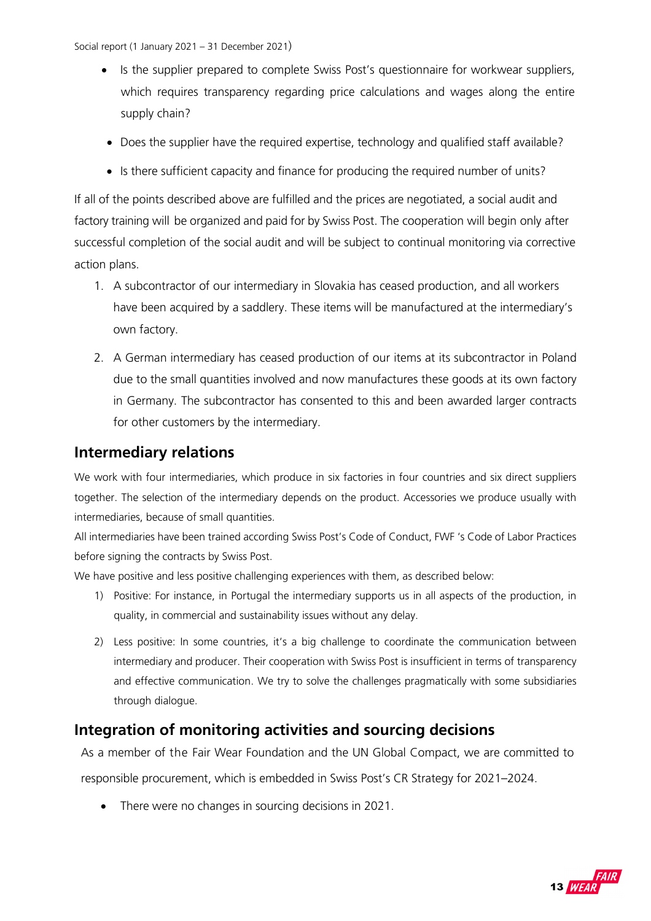- Is the supplier prepared to complete Swiss Post's questionnaire for workwear suppliers, which requires transparency regarding price calculations and wages along the entire supply chain?
- Does the supplier have the required expertise, technology and qualified staff available?
- Is there sufficient capacity and finance for producing the required number of units?

If all of the points described above are fulfilled and the prices are negotiated, a social audit and factory training will be organized and paid for by Swiss Post. The cooperation will begin only after successful completion of the social audit and will be subject to continual monitoring via corrective action plans.

1. A subcontractor of our intermediary in Slovakia has ceased production, and all workers have been acquired by a saddlery. These items will be manufactured at the intermediary's own factory.
2. A German intermediary has ceased production of our items at its subcontractor in Poland due to the small quantities involved and now manufactures these goods at its own factory in Germany. The subcontractor has consented to this and been awarded larger contracts for other customers by the intermediary.

## Intermediary relations

We work with four intermediaries, which produce in six factories in four countries and six direct suppliers together. The selection of the intermediary depends on the product. Accessories we produce usually with intermediaries, because of small quantities.

All intermediaries have been trained according Swiss Post's Code of Conduct, FWF 's Code of Labor Practices before signing the contracts by Swiss Post.

We have positive and less positive challenging experiences with them, as described below:

1) Positive: For instance, in Portugal the intermediary supports us in all aspects of the production, in quality, in commercial and sustainability issues without any delay.
2) Less positive: In some countries, it's a big challenge to coordinate the communication between intermediary and producer. Their cooperation with Swiss Post is insufficient in terms of transparency and effective communication. We try to solve the challenges pragmatically with some subsidiaries through dialogue.

## Integration of monitoring activities and sourcing decisions

As a member of the Fair Wear Foundation and the UN Global Compact, we are committed to responsible procurement, which is embedded in Swiss Post's CR Strategy for 2021–2024.

- There were no changes in sourcing decisions in 2021.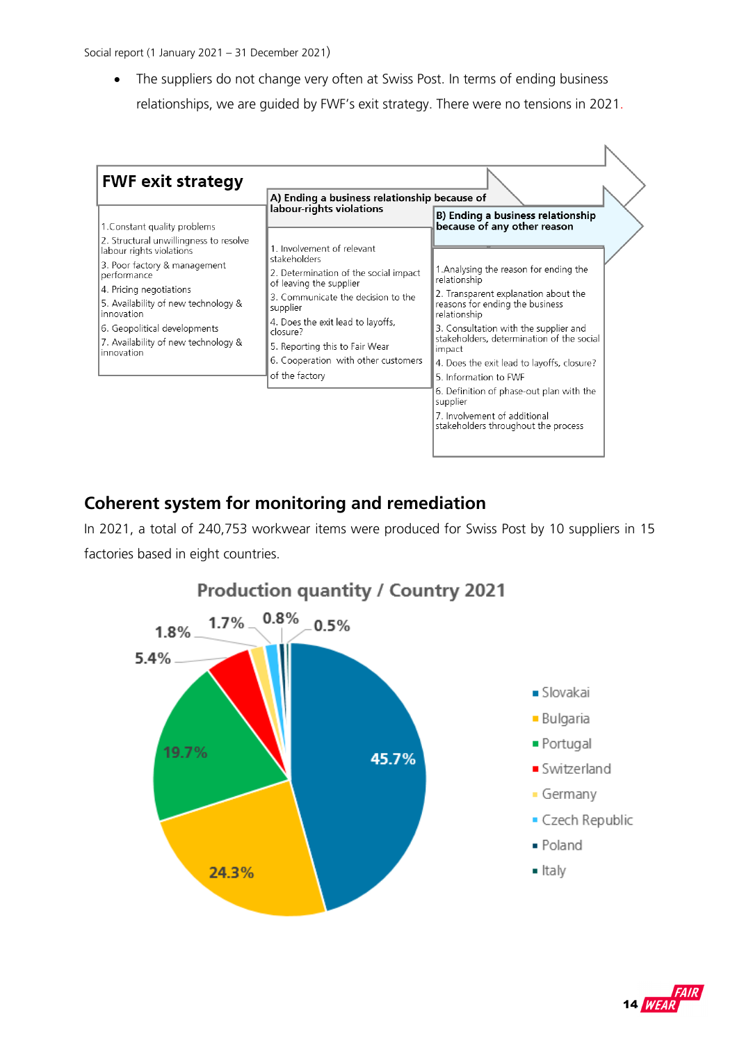- The suppliers do not change very often at Swiss Post. In terms of ending business relationships, we are guided by FWF's exit strategy. There were no tensions in 2021.

**FWF exit strategy**

1. Constant quality problems
2. Structural unwillingness to resolve labour rights violations
3. Poor factory & management performance
4. Pricing negotiations
5. Availability of new technology & innovation
6. Geopolitical developments
7. Availability of new technology & innovation

**A) Ending a business relationship because of labour-rights violations**

1. Involvement of relevant stakeholders
2. Determination of the social impact of leaving the supplier
3. Communicate the decision to the supplier
4. Does the exit lead to layoffs, closure?
5. Reporting this to Fair Wear
6. Cooperation with other customers of the factory

**B) Ending a business relationship because of any other reason**

1. Analysing the reason for ending the relationship
2. Transparent explanation about the reasons for ending the business relationship
3. Consultation with the supplier and stakeholders, determination of the social impact
4. Does the exit lead to layoffs, closure?
5. Information to FWF
6. Definition of phase-out plan with the supplier
7. Involvement of additional stakeholders throughout the process

## Coherent system for monitoring and remediation

In 2021, a total of 240,753 workwear items were produced for Swiss Post by 10 suppliers in 15 factories based in eight countries.

**Production quantity / Country 2021**

| Country | Share |
|---|---|
| Slovakai | 45.7% |
| Bulgaria | 24.3% |
| Portugal | 19.7% |
| Switzerland | 5.4% |
| Germany | 1.8% |
| Czech Republic | 1.7% |
| Poland | 0.8% |
| Italy | 0.5% |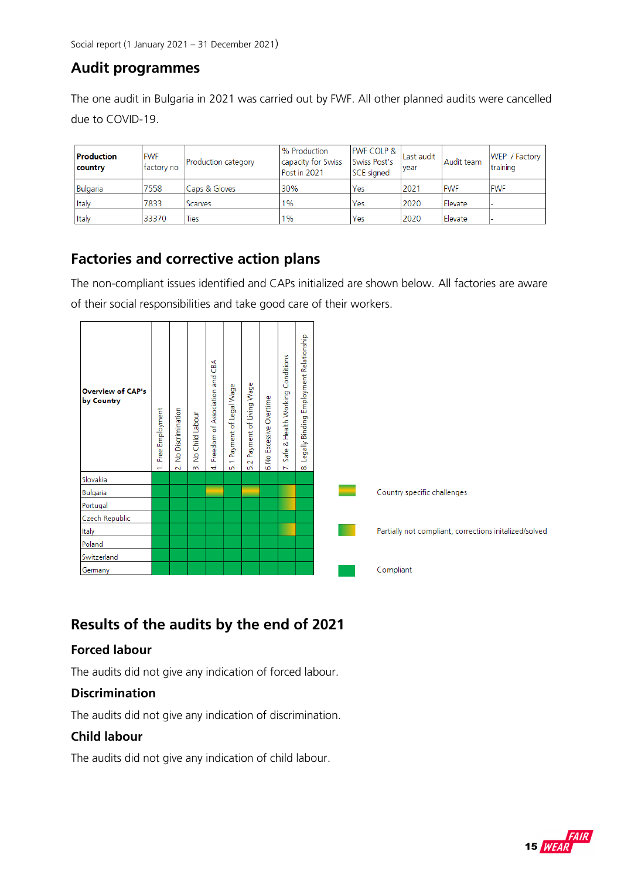## Audit programmes

The one audit in Bulgaria in 2021 was carried out by FWF. All other planned audits were cancelled due to COVID-19.

| Production country | FWF factory no | Production category | % Production capacity for Swiss Post in 2021 | FWF COLP & Swiss Post's SCE signed | Last audit year | Audit team | WEP / Factory training |
|---|---|---|---|---|---|---|---|
| Bulgaria | 7558 | Caps & Gloves | 30% | Yes | 2021 | FWF | FWF |
| Italy | 7833 | Scarves | 1% | Yes | 2020 | Elevate | - |
| Italy | 33370 | Ties | 1% | Yes | 2020 | Elevate | - |

## Factories and corrective action plans

The non-compliant issues identified and CAPs initialized are shown below. All factories are aware of their social responsibilities and take good care of their workers.

| Overview of CAP's by Country | 1. Free Employment | 2. No Discrimination | 3. No Child Labour | 4. Freedom of Association and CBA | 5.1 Payment of Legal Wage | 5.2 Payment of Living Wage | 6 No Excessive Overtime | 7. Safe & Health Working Conditions | 8. Legally Binding Employment Relationship |
|---|---|---|---|---|---|---|---|---|---|
| Slovakia | Compliant | Compliant | Compliant | Compliant | Compliant | Compliant | Compliant | Compliant | Compliant |
| Bulgaria | Compliant | Compliant | Compliant | Country specific challenges | Compliant | Country specific challenges | Compliant | Partially not compliant, corrections initialized/solved | Compliant |
| Portugal | Compliant | Compliant | Compliant | Compliant | Compliant | Compliant | Compliant | Partially not compliant, corrections initialized/solved | Compliant |
| Czech Republic | Compliant | Compliant | Compliant | Compliant | Compliant | Compliant | Compliant | Compliant | Compliant |
| Italy | Compliant | Compliant | Compliant | Compliant | Compliant | Compliant | Compliant | Partially not compliant, corrections initialized/solved | Compliant |
| Poland | Compliant | Compliant | Compliant | Compliant | Compliant | Compliant | Compliant | Compliant | Compliant |
| Switzerland | Compliant | Compliant | Compliant | Compliant | Compliant | Compliant | Compliant | Compliant | Compliant |
| Germany | Compliant | Compliant | Compliant | Compliant | Compliant | Compliant | Compliant | Compliant | Compliant |

Legend:
- Country specific challenges
- Partially not compliant, corrections initialized/solved
- Compliant

## Results of the audits by the end of 2021

### Forced labour

The audits did not give any indication of forced labour.

### Discrimination

The audits did not give any indication of discrimination.

### Child labour

The audits did not give any indication of child labour.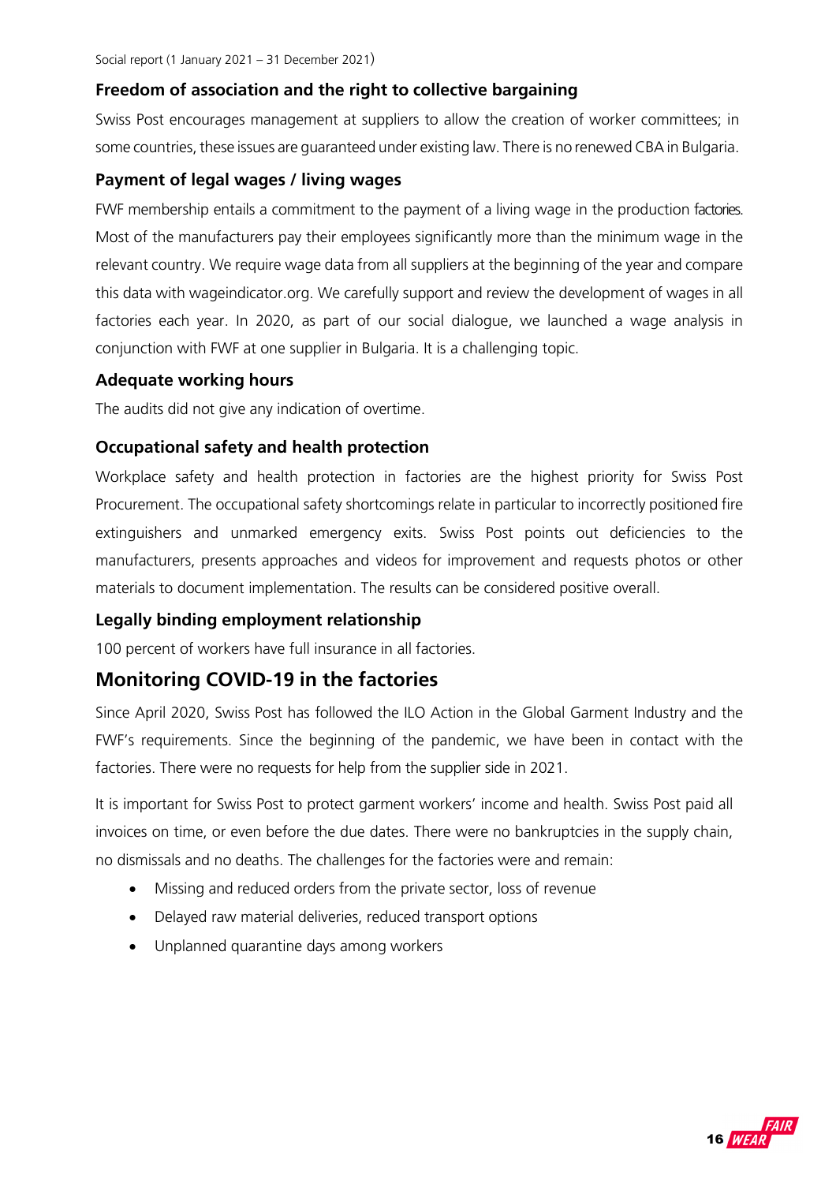### Freedom of association and the right to collective bargaining

Swiss Post encourages management at suppliers to allow the creation of worker committees; in some countries, these issues are guaranteed under existing law. There is no renewed CBA in Bulgaria.

### Payment of legal wages / living wages

FWF membership entails a commitment to the payment of a living wage in the production factories. Most of the manufacturers pay their employees significantly more than the minimum wage in the relevant country. We require wage data from all suppliers at the beginning of the year and compare this data with wageindicator.org. We carefully support and review the development of wages in all factories each year. In 2020, as part of our social dialogue, we launched a wage analysis in conjunction with FWF at one supplier in Bulgaria. It is a challenging topic.

### Adequate working hours

The audits did not give any indication of overtime.

### Occupational safety and health protection

Workplace safety and health protection in factories are the highest priority for Swiss Post Procurement. The occupational safety shortcomings relate in particular to incorrectly positioned fire extinguishers and unmarked emergency exits. Swiss Post points out deficiencies to the manufacturers, presents approaches and videos for improvement and requests photos or other materials to document implementation. The results can be considered positive overall.

### Legally binding employment relationship

100 percent of workers have full insurance in all factories.

## Monitoring COVID-19 in the factories

Since April 2020, Swiss Post has followed the ILO Action in the Global Garment Industry and the FWF's requirements. Since the beginning of the pandemic, we have been in contact with the factories. There were no requests for help from the supplier side in 2021.

It is important for Swiss Post to protect garment workers' income and health. Swiss Post paid all invoices on time, or even before the due dates. There were no bankruptcies in the supply chain, no dismissals and no deaths. The challenges for the factories were and remain:

- Missing and reduced orders from the private sector, loss of revenue
- Delayed raw material deliveries, reduced transport options
- Unplanned quarantine days among workers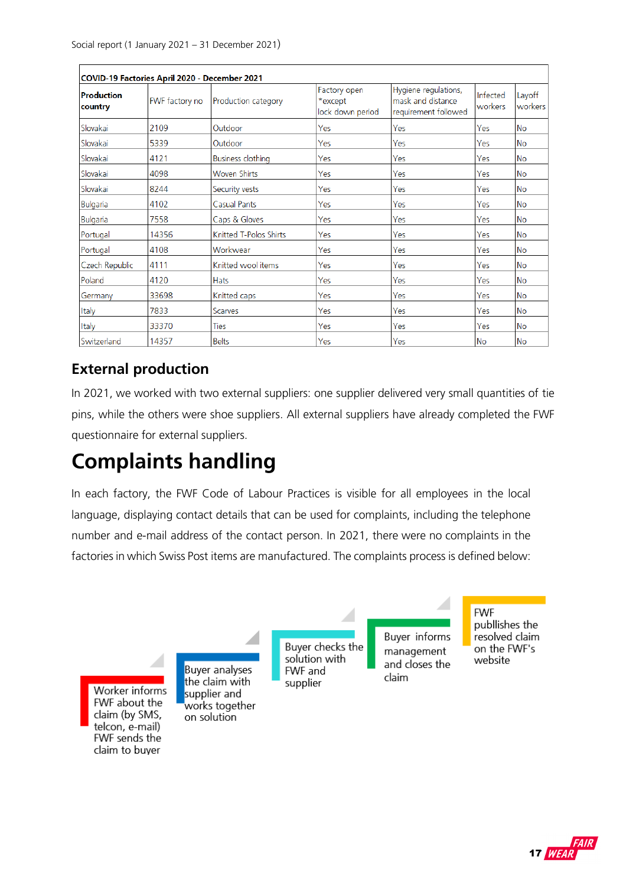| COVID-19 Factories April 2020 - December 2021 | | | | | | |
|---|---|---|---|---|---|---|
| **Production country** | FWF factory no | Production category | Factory open *except lock down period | Hygiene regulations, mask and distance requirement followed | Infected workers | Layoff workers |
| Slovakai | 2109 | Outdoor | Yes | Yes | Yes | No |
| Slovakai | 5339 | Outdoor | Yes | Yes | Yes | No |
| Slovakai | 4121 | Business clothing | Yes | Yes | Yes | No |
| Slovakai | 4098 | Woven Shirts | Yes | Yes | Yes | No |
| Slovakai | 8244 | Security vests | Yes | Yes | Yes | No |
| Bulgaria | 4102 | Casual Pants | Yes | Yes | Yes | No |
| Bulgaria | 7558 | Caps & Gloves | Yes | Yes | Yes | No |
| Portugal | 14356 | Knitted T-Polos Shirts | Yes | Yes | Yes | No |
| Portugal | 4108 | Workwear | Yes | Yes | Yes | No |
| Czech Republic | 4111 | Knitted wool items | Yes | Yes | Yes | No |
| Poland | 4120 | Hats | Yes | Yes | Yes | No |
| Germany | 33698 | Knitted caps | Yes | Yes | Yes | No |
| Italy | 7833 | Scarves | Yes | Yes | Yes | No |
| Italy | 33370 | Ties | Yes | Yes | Yes | No |
| Switzerland | 14357 | Belts | Yes | Yes | No | No |

## External production

In 2021, we worked with two external suppliers: one supplier delivered very small quantities of tie pins, while the others were shoe suppliers. All external suppliers have already completed the FWF questionnaire for external suppliers.

# Complaints handling

In each factory, the FWF Code of Labour Practices is visible for all employees in the local language, displaying contact details that can be used for complaints, including the telephone number and e-mail address of the contact person. In 2021, there were no complaints in the factories in which Swiss Post items are manufactured. The complaints process is defined below:

1. Worker informs FWF about the claim (by SMS, telcon, e-mail) FWF sends the claim to buyer
2. Buyer analyses the claim with supplier and works together on solution
3. Buyer checks the solution with FWF and supplier
4. Buyer informs management and closes the claim
5. FWF publlishes the resolved claim on the FWF's website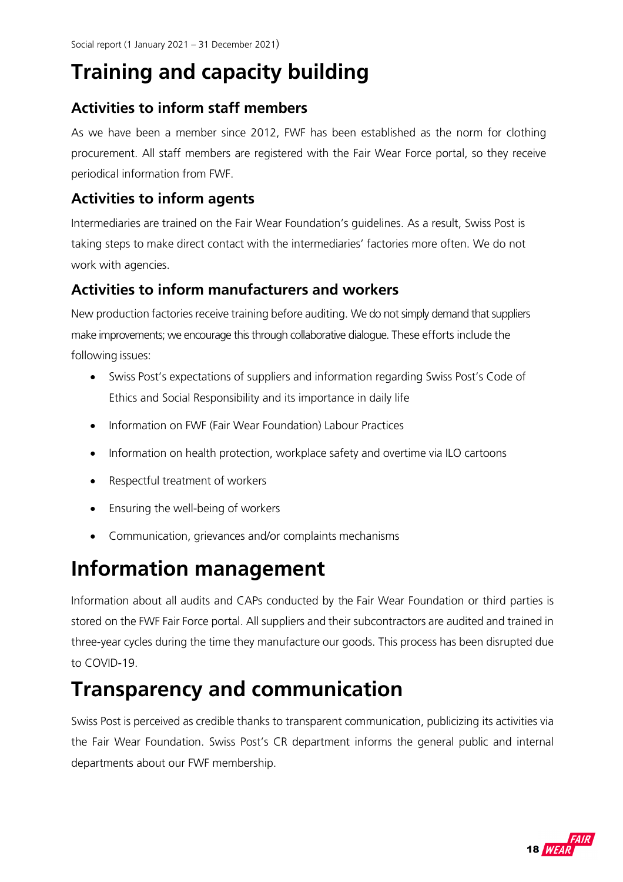# Training and capacity building

## Activities to inform staff members

As we have been a member since 2012, FWF has been established as the norm for clothing procurement. All staff members are registered with the Fair Wear Force portal, so they receive periodical information from FWF.

## Activities to inform agents

Intermediaries are trained on the Fair Wear Foundation's guidelines. As a result, Swiss Post is taking steps to make direct contact with the intermediaries' factories more often. We do not work with agencies.

## Activities to inform manufacturers and workers

New production factories receive training before auditing. We do not simply demand that suppliers make improvements; we encourage this through collaborative dialogue. These efforts include the following issues:

- Swiss Post's expectations of suppliers and information regarding Swiss Post's Code of Ethics and Social Responsibility and its importance in daily life
- Information on FWF (Fair Wear Foundation) Labour Practices
- Information on health protection, workplace safety and overtime via ILO cartoons
- Respectful treatment of workers
- Ensuring the well-being of workers
- Communication, grievances and/or complaints mechanisms

# Information management

Information about all audits and CAPs conducted by the Fair Wear Foundation or third parties is stored on the FWF Fair Force portal. All suppliers and their subcontractors are audited and trained in three-year cycles during the time they manufacture our goods. This process has been disrupted due to COVID-19.

# Transparency and communication

Swiss Post is perceived as credible thanks to transparent communication, publicizing its activities via the Fair Wear Foundation. Swiss Post's CR department informs the general public and internal departments about our FWF membership.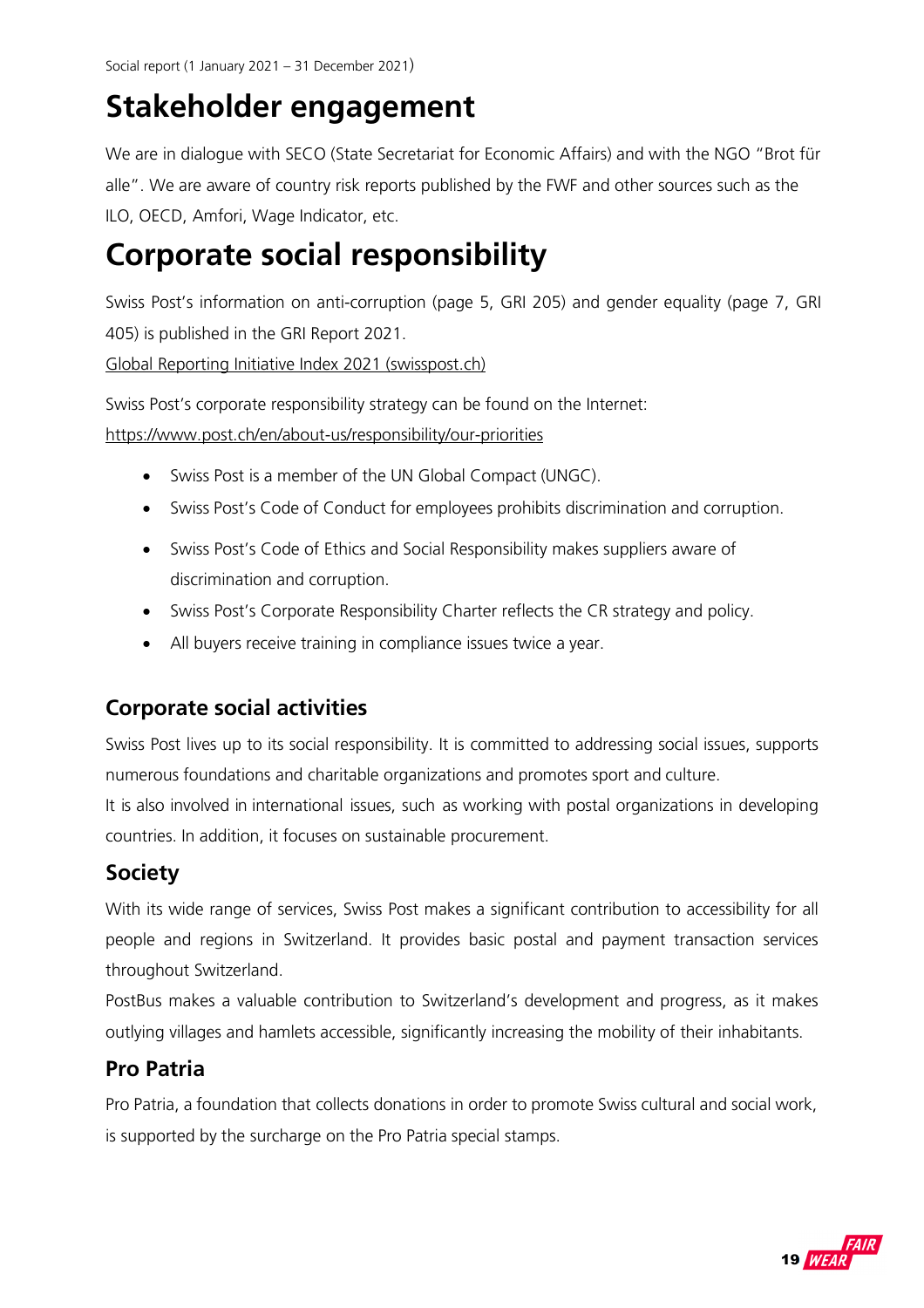# Stakeholder engagement

We are in dialogue with SECO (State Secretariat for Economic Affairs) and with the NGO "Brot für alle". We are aware of country risk reports published by the FWF and other sources such as the ILO, OECD, Amfori, Wage Indicator, etc.

# Corporate social responsibility

Swiss Post's information on anti-corruption (page 5, GRI 205) and gender equality (page 7, GRI 405) is published in the GRI Report 2021.
Global Reporting Initiative Index 2021 (swisspost.ch)

Swiss Post's corporate responsibility strategy can be found on the Internet:
https://www.post.ch/en/about-us/responsibility/our-priorities

- Swiss Post is a member of the UN Global Compact (UNGC).
- Swiss Post's Code of Conduct for employees prohibits discrimination and corruption.
- Swiss Post's Code of Ethics and Social Responsibility makes suppliers aware of discrimination and corruption.
- Swiss Post's Corporate Responsibility Charter reflects the CR strategy and policy.
- All buyers receive training in compliance issues twice a year.

## Corporate social activities

Swiss Post lives up to its social responsibility. It is committed to addressing social issues, supports numerous foundations and charitable organizations and promotes sport and culture.
It is also involved in international issues, such as working with postal organizations in developing countries. In addition, it focuses on sustainable procurement.

## Society

With its wide range of services, Swiss Post makes a significant contribution to accessibility for all people and regions in Switzerland. It provides basic postal and payment transaction services throughout Switzerland.
PostBus makes a valuable contribution to Switzerland's development and progress, as it makes outlying villages and hamlets accessible, significantly increasing the mobility of their inhabitants.

## Pro Patria

Pro Patria, a foundation that collects donations in order to promote Swiss cultural and social work, is supported by the surcharge on the Pro Patria special stamps.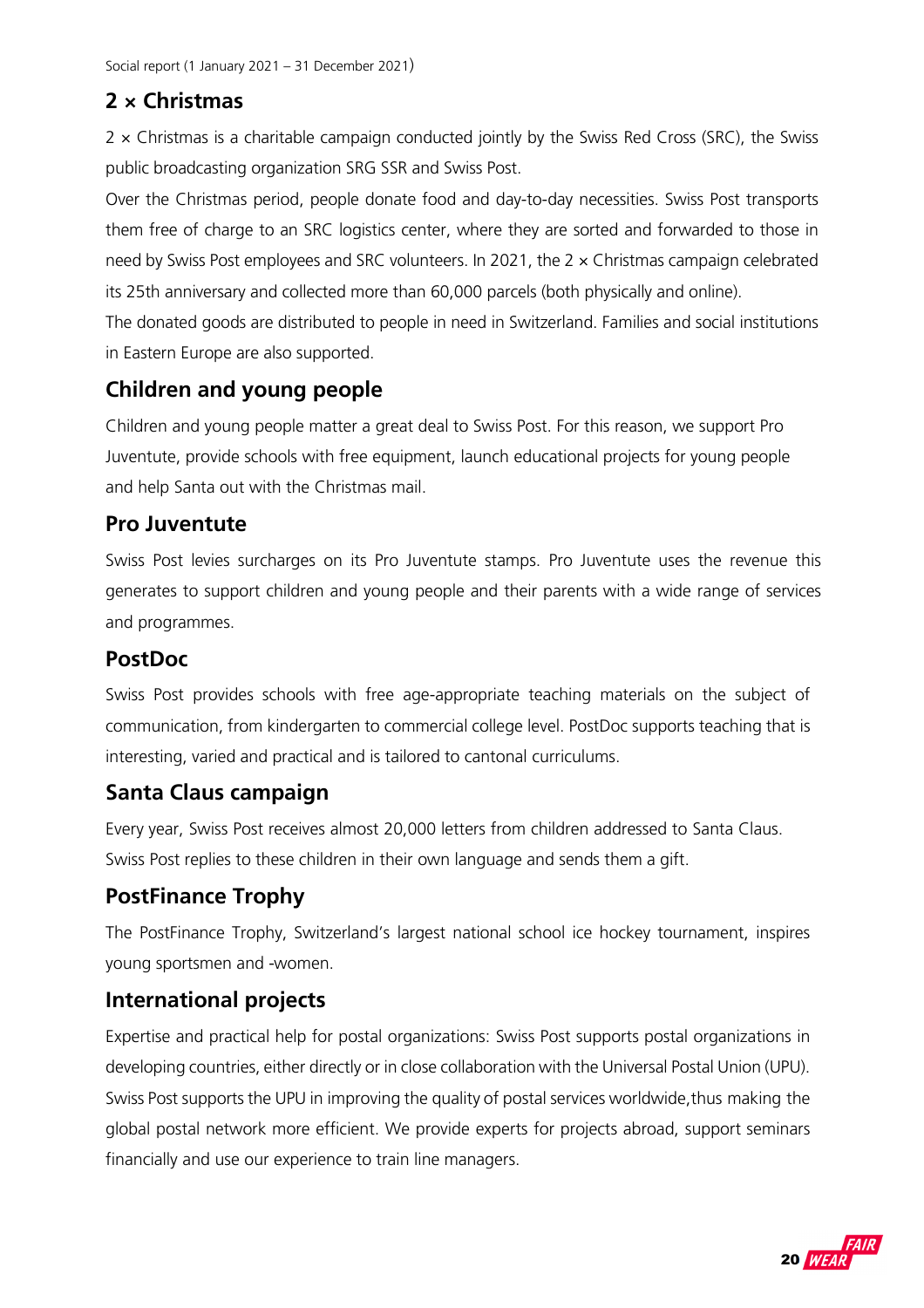## 2 × Christmas

2 × Christmas is a charitable campaign conducted jointly by the Swiss Red Cross (SRC), the Swiss public broadcasting organization SRG SSR and Swiss Post.

Over the Christmas period, people donate food and day-to-day necessities. Swiss Post transports them free of charge to an SRC logistics center, where they are sorted and forwarded to those in need by Swiss Post employees and SRC volunteers. In 2021, the 2 × Christmas campaign celebrated its 25th anniversary and collected more than 60,000 parcels (both physically and online).

The donated goods are distributed to people in need in Switzerland. Families and social institutions in Eastern Europe are also supported.

## Children and young people

Children and young people matter a great deal to Swiss Post. For this reason, we support Pro Juventute, provide schools with free equipment, launch educational projects for young people and help Santa out with the Christmas mail.

### Pro Juventute

Swiss Post levies surcharges on its Pro Juventute stamps. Pro Juventute uses the revenue this generates to support children and young people and their parents with a wide range of services and programmes.

### PostDoc

Swiss Post provides schools with free age-appropriate teaching materials on the subject of communication, from kindergarten to commercial college level. PostDoc supports teaching that is interesting, varied and practical and is tailored to cantonal curriculums.

### Santa Claus campaign

Every year, Swiss Post receives almost 20,000 letters from children addressed to Santa Claus. Swiss Post replies to these children in their own language and sends them a gift.

### PostFinance Trophy

The PostFinance Trophy, Switzerland's largest national school ice hockey tournament, inspires young sportsmen and -women.

## International projects

Expertise and practical help for postal organizations: Swiss Post supports postal organizations in developing countries, either directly or in close collaboration with the Universal Postal Union (UPU). Swiss Post supports the UPU in improving the quality of postal services worldwide,thus making the global postal network more efficient. We provide experts for projects abroad, support seminars financially and use our experience to train line managers.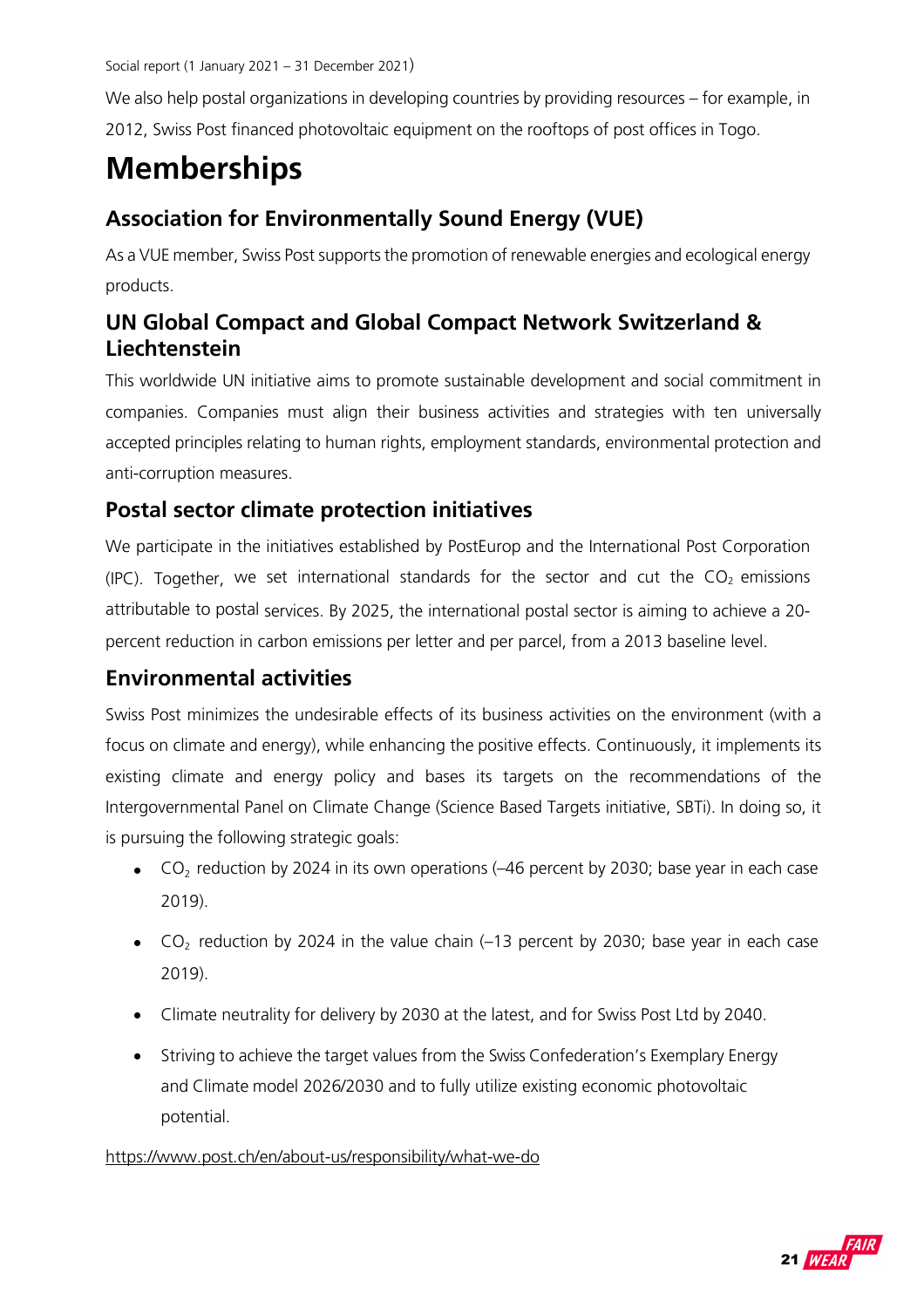We also help postal organizations in developing countries by providing resources – for example, in 2012, Swiss Post financed photovoltaic equipment on the rooftops of post offices in Togo.

# Memberships

## Association for Environmentally Sound Energy (VUE)

As a VUE member, Swiss Post supports the promotion of renewable energies and ecological energy products.

## UN Global Compact and Global Compact Network Switzerland & Liechtenstein

This worldwide UN initiative aims to promote sustainable development and social commitment in companies. Companies must align their business activities and strategies with ten universally accepted principles relating to human rights, employment standards, environmental protection and anti-corruption measures.

## Postal sector climate protection initiatives

We participate in the initiatives established by PostEurop and the International Post Corporation (IPC). Together, we set international standards for the sector and cut the $CO_2$ emissions attributable to postal services. By 2025, the international postal sector is aiming to achieve a 20-percent reduction in carbon emissions per letter and per parcel, from a 2013 baseline level.

## Environmental activities

Swiss Post minimizes the undesirable effects of its business activities on the environment (with a focus on climate and energy), while enhancing the positive effects. Continuously, it implements its existing climate and energy policy and bases its targets on the recommendations of the Intergovernmental Panel on Climate Change (Science Based Targets initiative, SBTi). In doing so, it is pursuing the following strategic goals:

- $CO_2$ reduction by 2024 in its own operations (–46 percent by 2030; base year in each case 2019).
- $CO_2$ reduction by 2024 in the value chain (–13 percent by 2030; base year in each case 2019).
- Climate neutrality for delivery by 2030 at the latest, and for Swiss Post Ltd by 2040.
- Striving to achieve the target values from the Swiss Confederation's Exemplary Energy and Climate model 2026/2030 and to fully utilize existing economic photovoltaic potential.

https://www.post.ch/en/about-us/responsibility/what-we-do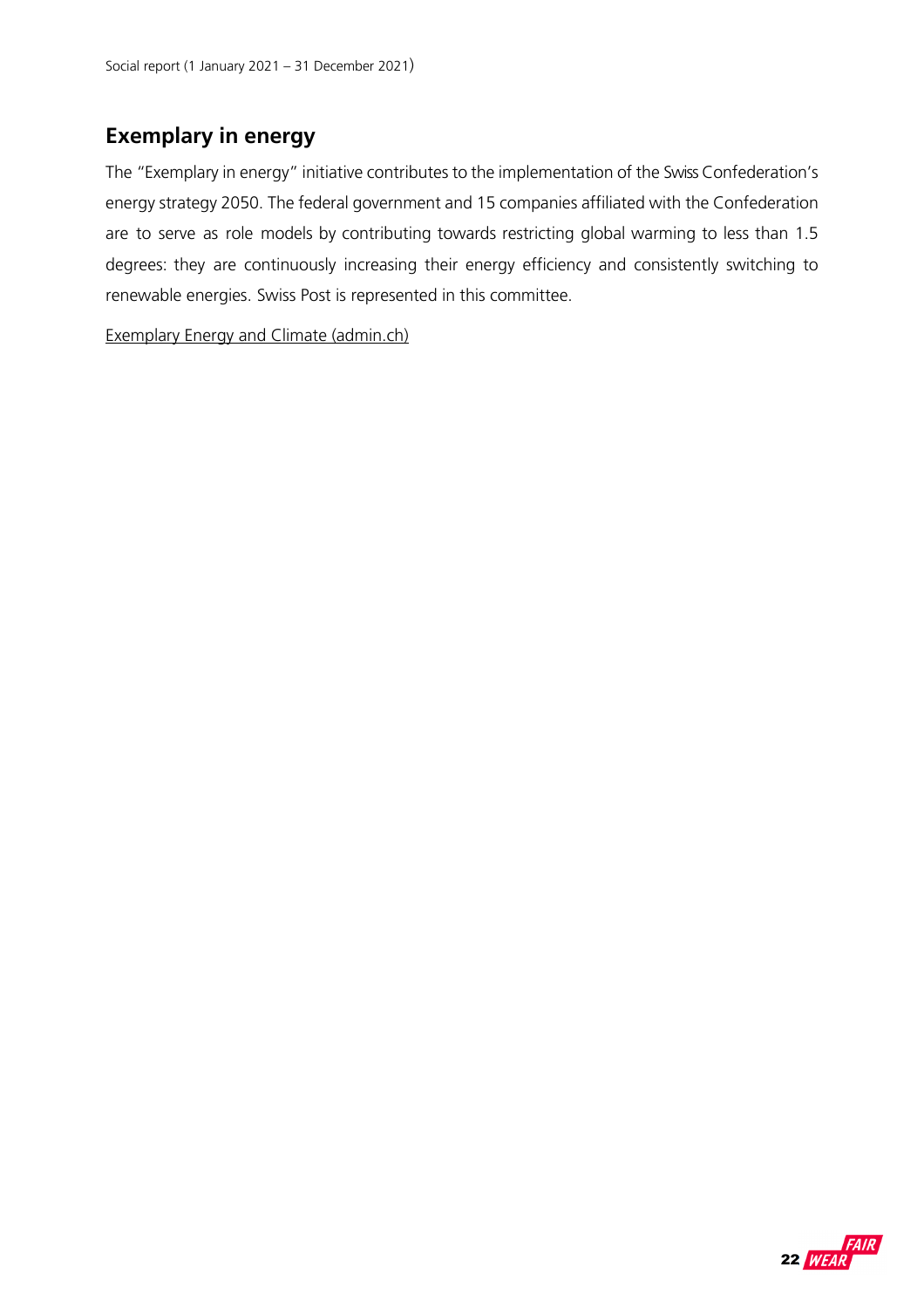## Exemplary in energy

The "Exemplary in energy" initiative contributes to the implementation of the Swiss Confederation's energy strategy 2050. The federal government and 15 companies affiliated with the Confederation are to serve as role models by contributing towards restricting global warming to less than 1.5 degrees: they are continuously increasing their energy efficiency and consistently switching to renewable energies. Swiss Post is represented in this committee.

Exemplary Energy and Climate (admin.ch)